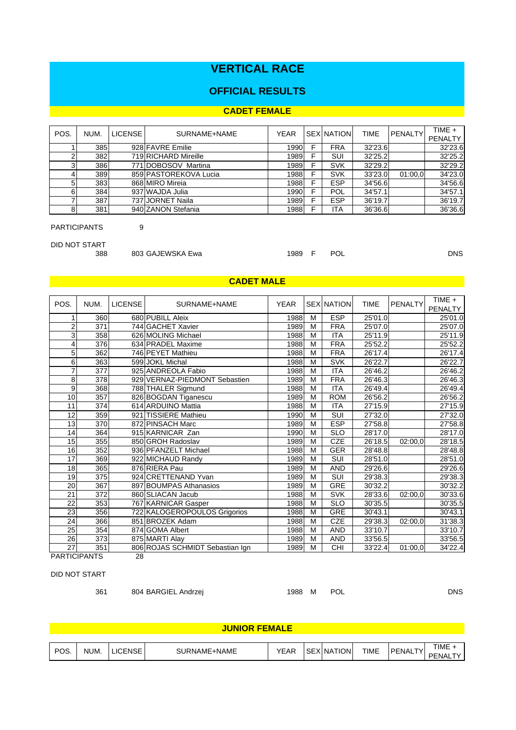# VERTICAL RACE

## OFFICIAL RESULTS

### CADET FEMALE

| POS. | NUM. | LICENSE | SURNAME+NAME | YEAR | SEX | NATION | TIME | PENALTY | TIME + PENALTY |
|---|---|---|---|---|---|---|---|---|---|
| 1 | 385 | 928 | FAVRE Emilie | 1990 | F | FRA | 32'23.6 | | 32'23.6 |
| 2 | 382 | 719 | RICHARD Mireille | 1989 | F | SUI | 32'25.2 | | 32'25.2 |
| 3 | 386 | 771 | DOBOSOV Martina | 1989 | F | SVK | 32'29.2 | | 32'29.2 |
| 4 | 389 | 859 | PASTOREKOVA Lucia | 1988 | F | SVK | 33'23.0 | 01:00,0 | 34'23.0 |
| 5 | 383 | 868 | MIRO Mireia | 1988 | F | ESP | 34'56.6 | | 34'56.6 |
| 6 | 384 | 937 | WAJDA Julia | 1990 | F | POL | 34'57.1 | | 34'57.1 |
| 7 | 387 | 737 | JORNET Naila | 1989 | F | ESP | 36'19.7 | | 36'19.7 |
| 8 | 381 | 940 | ZANON Stefania | 1988 | F | ITA | 36'36.6 | | 36'36.6 |

PARTICIPANTS 9

DID NOT START

| NUM. | LICENSE | SURNAME+NAME | YEAR | SEX | NATION | |
|---|---|---|---|---|---|---|
| 388 | 803 | GAJEWSKA Ewa | 1989 | F | POL | DNS |

### CADET MALE

| POS. | NUM. | LICENSE | SURNAME+NAME | YEAR | SEX | NATION | TIME | PENALTY | TIME + PENALTY |
|---|---|---|---|---|---|---|---|---|---|
| 1 | 360 | 680 | PUBILL Aleix | 1988 | M | ESP | 25'01.0 | | 25'01.0 |
| 2 | 371 | 744 | GACHET Xavier | 1989 | M | FRA | 25'07.0 | | 25'07.0 |
| 3 | 358 | 626 | MOLING Michael | 1988 | M | ITA | 25'11.9 | | 25'11.9 |
| 4 | 376 | 634 | PRADEL Maxime | 1988 | M | FRA | 25'52.2 | | 25'52.2 |
| 5 | 362 | 746 | PEYET Mathieu | 1988 | M | FRA | 26'17.4 | | 26'17.4 |
| 6 | 363 | 599 | JOKL Michal | 1988 | M | SVK | 26'22.7 | | 26'22.7 |
| 7 | 377 | 925 | ANDREOLA Fabio | 1988 | M | ITA | 26'46.2 | | 26'46.2 |
| 8 | 378 | 929 | VERNAZ-PIEDMONT Sebastien | 1989 | M | FRA | 26'46.3 | | 26'46.3 |
| 9 | 368 | 788 | THALER Sigmund | 1988 | M | ITA | 26'49.4 | | 26'49.4 |
| 10 | 357 | 826 | BOGDAN Tiganescu | 1989 | M | ROM | 26'56.2 | | 26'56.2 |
| 11 | 374 | 614 | ARDUINO Mattia | 1988 | M | ITA | 27'15.9 | | 27'15.9 |
| 12 | 359 | 921 | TISSIERE Mathieu | 1990 | M | SUI | 27'32.0 | | 27'32.0 |
| 13 | 370 | 872 | PINSACH Marc | 1989 | M | ESP | 27'58.8 | | 27'58.8 |
| 14 | 364 | 915 | KARNICAR Zan | 1990 | M | SLO | 28'17.0 | | 28'17.0 |
| 15 | 355 | 850 | GROH Radoslav | 1989 | M | CZE | 26'18.5 | 02:00,0 | 28'18.5 |
| 16 | 352 | 936 | PFANZELT Michael | 1988 | M | GER | 28'48.8 | | 28'48.8 |
| 17 | 369 | 922 | MICHAUD Randy | 1989 | M | SUI | 28'51.0 | | 28'51.0 |
| 18 | 365 | 876 | RIERA Pau | 1989 | M | AND | 29'26.6 | | 29'26.6 |
| 19 | 375 | 924 | CRETTENAND Yvan | 1989 | M | SUI | 29'38.3 | | 29'38.3 |
| 20 | 367 | 897 | BOUMPAS Athanasios | 1989 | M | GRE | 30'32.2 | | 30'32.2 |
| 21 | 372 | 860 | SLIACAN Jacub | 1988 | M | SVK | 28'33.6 | 02:00,0 | 30'33.6 |
| 22 | 353 | 767 | KARNICAR Gasper | 1988 | M | SLO | 30'35.5 | | 30'35.5 |
| 23 | 356 | 722 | KALOGEROPOULOS Grigorios | 1988 | M | GRE | 30'43.1 | | 30'43.1 |
| 24 | 366 | 851 | BROZEK Adam | 1988 | M | CZE | 29'38.3 | 02:00,0 | 31'38.3 |
| 25 | 354 | 874 | GOMA Albert | 1988 | M | AND | 33'10.7 | | 33'10.7 |
| 26 | 373 | 875 | MARTI Alay | 1989 | M | AND | 33'56.5 | | 33'56.5 |
| 27 | 351 | 806 | ROJAS SCHMIDT Sebastian Ign | 1989 | M | CHI | 33'22.4 | 01:00,0 | 34'22.4 |

PARTICIPANTS 28

DID NOT START

| NUM. | LICENSE | SURNAME+NAME | YEAR | SEX | NATION | |
|---|---|---|---|---|---|---|
| 361 | 804 | BARGIEL Andrzej | 1988 | M | POL | DNS |

### JUNIOR FEMALE

| POS. | NUM. | LICENSE | SURNAME+NAME | YEAR | SEX | NATION | TIME | PENALTY | TIME + PENALTY |
|---|---|---|---|---|---|---|---|---|---|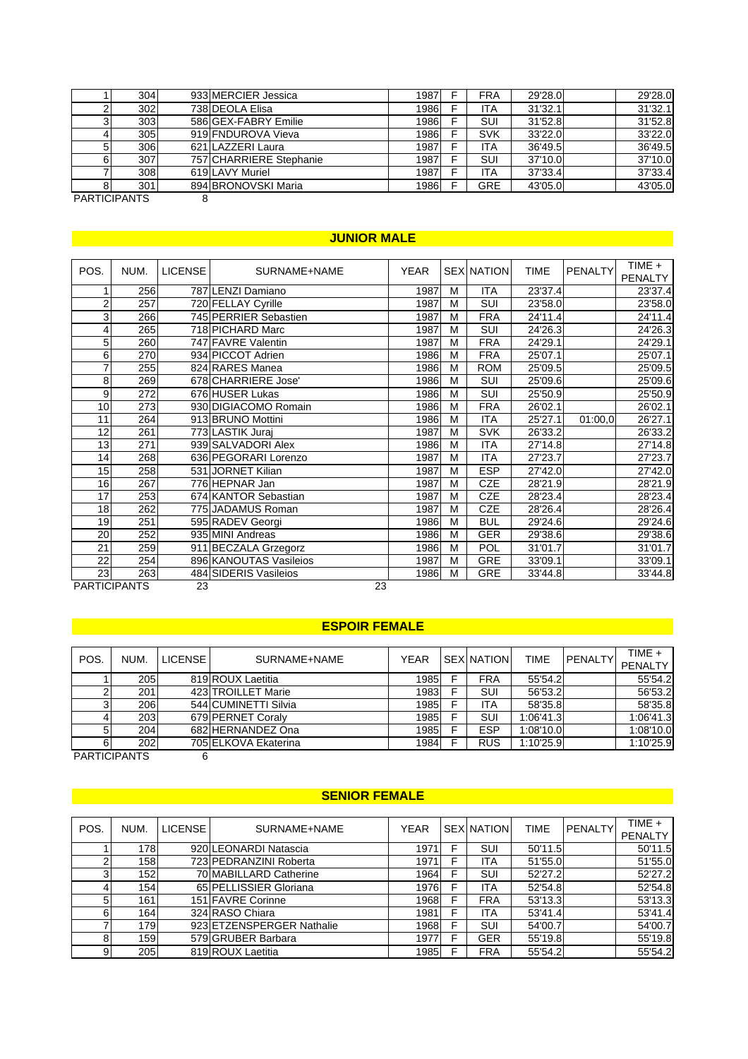| | | | | | | | | | |
|---|---|---|---|---|---|---|---|---|---|
| 1 | 304 | 933 | MERCIER Jessica | 1987 | F | FRA | 29'28.0 | | 29'28.0 |
| 2 | 302 | 738 | DEOLA Elisa | 1986 | F | ITA | 31'32.1 | | 31'32.1 |
| 3 | 303 | 586 | GEX-FABRY Emilie | 1986 | F | SUI | 31'52.8 | | 31'52.8 |
| 4 | 305 | 919 | FNDUROVA Vieva | 1986 | F | SVK | 33'22.0 | | 33'22.0 |
| 5 | 306 | 621 | LAZZERI Laura | 1987 | F | ITA | 36'49.5 | | 36'49.5 |
| 6 | 307 | 757 | CHARRIERE Stephanie | 1987 | F | SUI | 37'10.0 | | 37'10.0 |
| 7 | 308 | 619 | LAVY Muriel | 1987 | F | ITA | 37'33.4 | | 37'33.4 |
| 8 | 301 | 894 | BRONOVSKI Maria | 1986 | F | GRE | 43'05.0 | | 43'05.0 |

PARTICIPANTS 8

## JUNIOR MALE

| POS. | NUM. | LICENSE | SURNAME+NAME | YEAR | SEX | NATION | TIME | PENALTY | TIME + PENALTY |
|---|---|---|---|---|---|---|---|---|---|
| 1 | 256 | 787 | LENZI Damiano | 1987 | M | ITA | 23'37.4 | | 23'37.4 |
| 2 | 257 | 720 | FELLAY Cyrille | 1987 | M | SUI | 23'58.0 | | 23'58.0 |
| 3 | 266 | 745 | PERRIER Sebastien | 1987 | M | FRA | 24'11.4 | | 24'11.4 |
| 4 | 265 | 718 | PICHARD Marc | 1987 | M | SUI | 24'26.3 | | 24'26.3 |
| 5 | 260 | 747 | FAVRE Valentin | 1987 | M | FRA | 24'29.1 | | 24'29.1 |
| 6 | 270 | 934 | PICCOT Adrien | 1986 | M | FRA | 25'07.1 | | 25'07.1 |
| 7 | 255 | 824 | RARES Manea | 1986 | M | ROM | 25'09.5 | | 25'09.5 |
| 8 | 269 | 678 | CHARRIERE Jose' | 1986 | M | SUI | 25'09.6 | | 25'09.6 |
| 9 | 272 | 676 | HUSER Lukas | 1986 | M | SUI | 25'50.9 | | 25'50.9 |
| 10 | 273 | 930 | DIGIACOMO Romain | 1986 | M | FRA | 26'02.1 | | 26'02.1 |
| 11 | 264 | 913 | BRUNO Mottini | 1986 | M | ITA | 25'27.1 | 01:00,0 | 26'27.1 |
| 12 | 261 | 773 | LASTIK Juraj | 1987 | M | SVK | 26'33.2 | | 26'33.2 |
| 13 | 271 | 939 | SALVADORI Alex | 1986 | M | ITA | 27'14.8 | | 27'14.8 |
| 14 | 268 | 636 | PEGORARI Lorenzo | 1987 | M | ITA | 27'23.7 | | 27'23.7 |
| 15 | 258 | 531 | JORNET Kilian | 1987 | M | ESP | 27'42.0 | | 27'42.0 |
| 16 | 267 | 776 | HEPNAR Jan | 1987 | M | CZE | 28'21.9 | | 28'21.9 |
| 17 | 253 | 674 | KANTOR Sebastian | 1987 | M | CZE | 28'23.4 | | 28'23.4 |
| 18 | 262 | 775 | JADAMUS Roman | 1987 | M | CZE | 28'26.4 | | 28'26.4 |
| 19 | 251 | 595 | RADEV Georgi | 1986 | M | BUL | 29'24.6 | | 29'24.6 |
| 20 | 252 | 935 | MINI Andreas | 1986 | M | GER | 29'38.6 | | 29'38.6 |
| 21 | 259 | 911 | BECZALA Grzegorz | 1986 | M | POL | 31'01.7 | | 31'01.7 |
| 22 | 254 | 896 | KANOUTAS Vasileios | 1987 | M | GRE | 33'09.1 | | 33'09.1 |
| 23 | 263 | 484 | SIDERIS Vasileios | 1986 | M | GRE | 33'44.8 | | 33'44.8 |

PARTICIPANTS 23 23

## ESPOIR FEMALE

| POS. | NUM. | LICENSE | SURNAME+NAME | YEAR | SEX | NATION | TIME | PENALTY | TIME + PENALTY |
|---|---|---|---|---|---|---|---|---|---|
| 1 | 205 | 819 | ROUX Laetitia | 1985 | F | FRA | 55'54.2 | | 55'54.2 |
| 2 | 201 | 423 | TROILLET Marie | 1983 | F | SUI | 56'53.2 | | 56'53.2 |
| 3 | 206 | 544 | CUMINETTI Silvia | 1985 | F | ITA | 58'35.8 | | 58'35.8 |
| 4 | 203 | 679 | PERNET Coraly | 1985 | F | SUI | 1:06'41.3 | | 1:06'41.3 |
| 5 | 204 | 682 | HERNANDEZ Ona | 1985 | F | ESP | 1:08'10.0 | | 1:08'10.0 |
| 6 | 202 | 705 | ELKOVA Ekaterina | 1984 | F | RUS | 1:10'25.9 | | 1:10'25.9 |

PARTICIPANTS 6

## SENIOR FEMALE

| POS. | NUM. | LICENSE | SURNAME+NAME | YEAR | SEX | NATION | TIME | PENALTY | TIME + PENALTY |
|---|---|---|---|---|---|---|---|---|---|
| 1 | 178 | 920 | LEONARDI Natascia | 1971 | F | SUI | 50'11.5 | | 50'11.5 |
| 2 | 158 | 723 | PEDRANZINI Roberta | 1971 | F | ITA | 51'55.0 | | 51'55.0 |
| 3 | 152 | 70 | MABILLARD Catherine | 1964 | F | SUI | 52'27.2 | | 52'27.2 |
| 4 | 154 | 65 | PELLISSIER Gloriana | 1976 | F | ITA | 52'54.8 | | 52'54.8 |
| 5 | 161 | 151 | FAVRE Corinne | 1968 | F | FRA | 53'13.3 | | 53'13.3 |
| 6 | 164 | 324 | RASO Chiara | 1981 | F | ITA | 53'41.4 | | 53'41.4 |
| 7 | 179 | 923 | ETZENSPERGER Nathalie | 1968 | F | SUI | 54'00.7 | | 54'00.7 |
| 8 | 159 | 579 | GRUBER Barbara | 1977 | F | GER | 55'19.8 | | 55'19.8 |
| 9 | 205 | 819 | ROUX Laetitia | 1985 | F | FRA | 55'54.2 | | 55'54.2 |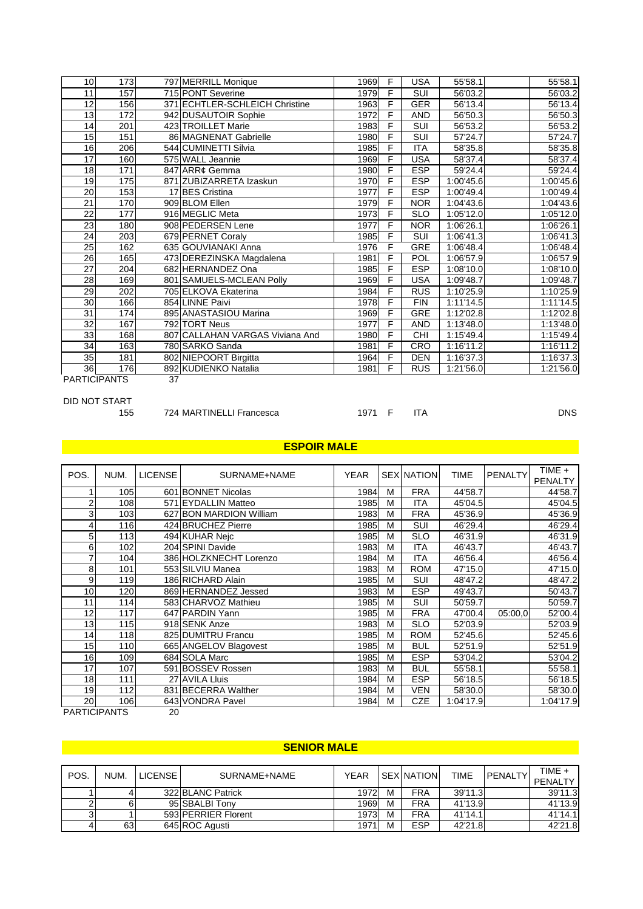| POS. | NUM. | LICENSE | SURNAME+NAME | YEAR | SEX | NATION | TIME | PENALTY | TIME + PENALTY |
|---|---|---|---|---|---|---|---|---|---|
| 10 | 173 | 797 | MERRILL Monique | 1969 | F | USA | 55'58.1 | | 55'58.1 |
| 11 | 157 | 715 | PONT Severine | 1979 | F | SUI | 56'03.2 | | 56'03.2 |
| 12 | 156 | 371 | ECHTLER-SCHLEICH Christine | 1963 | F | GER | 56'13.4 | | 56'13.4 |
| 13 | 172 | 942 | DUSAUTOIR Sophie | 1972 | F | AND | 56'50.3 | | 56'50.3 |
| 14 | 201 | 423 | TROILLET Marie | 1983 | F | SUI | 56'53.2 | | 56'53.2 |
| 15 | 151 | 86 | MAGNENAT Gabrielle | 1980 | F | SUI | 57'24.7 | | 57'24.7 |
| 16 | 206 | 544 | CUMINETTI Silvia | 1985 | F | ITA | 58'35.8 | | 58'35.8 |
| 17 | 160 | 575 | WALL Jeannie | 1969 | F | USA | 58'37.4 | | 58'37.4 |
| 18 | 171 | 847 | ARR¢ Gemma | 1980 | F | ESP | 59'24.4 | | 59'24.4 |
| 19 | 175 | 871 | ZUBIZARRETA Izaskun | 1970 | F | ESP | 1:00'45.6 | | 1:00'45.6 |
| 20 | 153 | 17 | BES Cristina | 1977 | F | ESP | 1:00'49.4 | | 1:00'49.4 |
| 21 | 170 | 909 | BLOM Ellen | 1979 | F | NOR | 1:04'43.6 | | 1:04'43.6 |
| 22 | 177 | 916 | MEGLIC Meta | 1973 | F | SLO | 1:05'12.0 | | 1:05'12.0 |
| 23 | 180 | 908 | PEDERSEN Lene | 1977 | F | NOR | 1:06'26.1 | | 1:06'26.1 |
| 24 | 203 | 679 | PERNET Coraly | 1985 | F | SUI | 1:06'41.3 | | 1:06'41.3 |
| 25 | 162 | 635 | GOUVIANAKI Anna | 1976 | F | GRE | 1:06'48.4 | | 1:06'48.4 |
| 26 | 165 | 473 | DEREZINSKA Magdalena | 1981 | F | POL | 1:06'57.9 | | 1:06'57.9 |
| 27 | 204 | 682 | HERNANDEZ Ona | 1985 | F | ESP | 1:08'10.0 | | 1:08'10.0 |
| 28 | 169 | 801 | SAMUELS-MCLEAN Polly | 1969 | F | USA | 1:09'48.7 | | 1:09'48.7 |
| 29 | 202 | 705 | ELKOVA Ekaterina | 1984 | F | RUS | 1:10'25.9 | | 1:10'25.9 |
| 30 | 166 | 854 | LINNE Paivi | 1978 | F | FIN | 1:11'14.5 | | 1:11'14.5 |
| 31 | 174 | 895 | ANASTASIOU Marina | 1969 | F | GRE | 1:12'02.8 | | 1:12'02.8 |
| 32 | 167 | 792 | TORT Neus | 1977 | F | AND | 1:13'48.0 | | 1:13'48.0 |
| 33 | 168 | 807 | CALLAHAN VARGAS Viviana And | 1980 | F | CHI | 1:15'49.4 | | 1:15'49.4 |
| 34 | 163 | 780 | SARKO Sanda | 1981 | F | CRO | 1:16'11.2 | | 1:16'11.2 |
| 35 | 181 | 802 | NIEPOORT Birgitta | 1964 | F | DEN | 1:16'37.3 | | 1:16'37.3 |
| 36 | 176 | 892 | KUDIENKO Natalia | 1981 | F | RUS | 1:21'56.0 | | 1:21'56.0 |

PARTICIPANTS 37

DID NOT START

155 724 MARTINELLI Francesca 1971 F ITA DNS

## ESPOIR MALE

| POS. | NUM. | LICENSE | SURNAME+NAME | YEAR | SEX | NATION | TIME | PENALTY | TIME + PENALTY |
|---|---|---|---|---|---|---|---|---|---|
| 1 | 105 | 601 | BONNET Nicolas | 1984 | M | FRA | 44'58.7 | | 44'58.7 |
| 2 | 108 | 571 | EYDALLIN Matteo | 1985 | M | ITA | 45'04.5 | | 45'04.5 |
| 3 | 103 | 627 | BON MARDION William | 1983 | M | FRA | 45'36.9 | | 45'36.9 |
| 4 | 116 | 424 | BRUCHEZ Pierre | 1985 | M | SUI | 46'29.4 | | 46'29.4 |
| 5 | 113 | 494 | KUHAR Nejc | 1985 | M | SLO | 46'31.9 | | 46'31.9 |
| 6 | 102 | 204 | SPINI Davide | 1983 | M | ITA | 46'43.7 | | 46'43.7 |
| 7 | 104 | 386 | HOLZKNECHT Lorenzo | 1984 | M | ITA | 46'56.4 | | 46'56.4 |
| 8 | 101 | 553 | SILVIU Manea | 1983 | M | ROM | 47'15.0 | | 47'15.0 |
| 9 | 119 | 186 | RICHARD Alain | 1985 | M | SUI | 48'47.2 | | 48'47.2 |
| 10 | 120 | 869 | HERNANDEZ Jessed | 1983 | M | ESP | 49'43.7 | | 50'43.7 |
| 11 | 114 | 583 | CHARVOZ Mathieu | 1985 | M | SUI | 50'59.7 | | 50'59.7 |
| 12 | 117 | 647 | PARDIN Yann | 1985 | M | FRA | 47'00.4 | 05:00,0 | 52'00.4 |
| 13 | 115 | 918 | SENK Anze | 1983 | M | SLO | 52'03.9 | | 52'03.9 |
| 14 | 118 | 825 | DUMITRU Francu | 1985 | M | ROM | 52'45.6 | | 52'45.6 |
| 15 | 110 | 665 | ANGELOV Blagovest | 1985 | M | BUL | 52'51.9 | | 52'51.9 |
| 16 | 109 | 684 | SOLA Marc | 1985 | M | ESP | 53'04.2 | | 53'04.2 |
| 17 | 107 | 591 | BOSSEV Rossen | 1983 | M | BUL | 55'58.1 | | 55'58.1 |
| 18 | 111 | 27 | AVILA Lluis | 1984 | M | ESP | 56'18.5 | | 56'18.5 |
| 19 | 112 | 831 | BECERRA Walther | 1984 | M | VEN | 58'30.0 | | 58'30.0 |
| 20 | 106 | 643 | VONDRA Pavel | 1984 | M | CZE | 1:04'17.9 | | 1:04'17.9 |

PARTICIPANTS 20

## SENIOR MALE

| POS. | NUM. | LICENSE | SURNAME+NAME | YEAR | SEX | NATION | TIME | PENALTY | TIME + PENALTY |
|---|---|---|---|---|---|---|---|---|---|
| 1 | 4 | 322 | BLANC Patrick | 1972 | M | FRA | 39'11.3 | | 39'11.3 |
| 2 | 6 | 95 | SBALBI Tony | 1969 | M | FRA | 41'13.9 | | 41'13.9 |
| 3 | 1 | 593 | PERRIER Florent | 1973 | M | FRA | 41'14.1 | | 41'14.1 |
| 4 | 63 | 645 | ROC Agusti | 1971 | M | ESP | 42'21.8 | | 42'21.8 |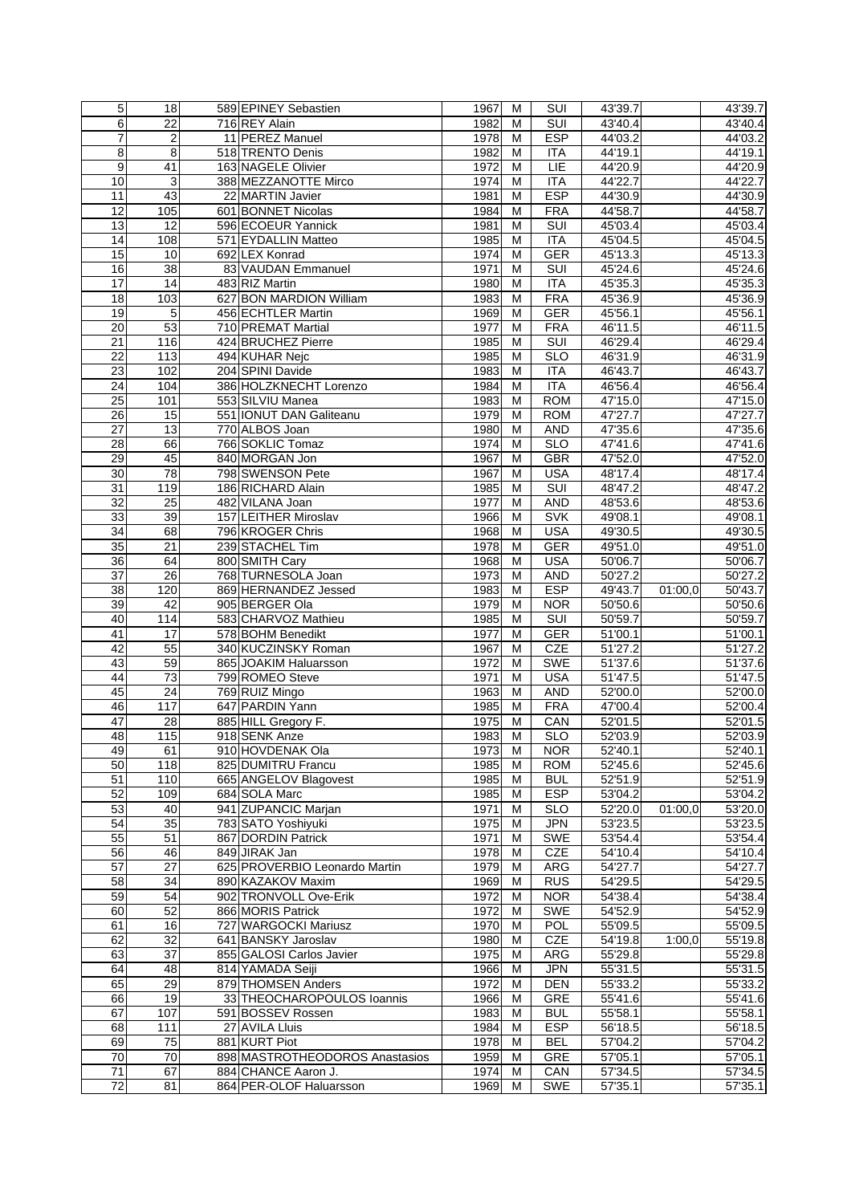| | | | | | | | | | |
|---|---|---|---|---|---|---|---|---|---|
| 5 | 18 | 589 | EPINEY Sebastien | 1967 | M | SUI | 43'39.7 | | 43'39.7 |
| 6 | 22 | 716 | REY Alain | 1982 | M | SUI | 43'40.4 | | 43'40.4 |
| 7 | 2 | 11 | PEREZ Manuel | 1978 | M | ESP | 44'03.2 | | 44'03.2 |
| 8 | 8 | 518 | TRENTO Denis | 1982 | M | ITA | 44'19.1 | | 44'19.1 |
| 9 | 41 | 163 | NAGELE Olivier | 1972 | M | LIE | 44'20.9 | | 44'20.9 |
| 10 | 3 | 388 | MEZZANOTTE Mirco | 1974 | M | ITA | 44'22.7 | | 44'22.7 |
| 11 | 43 | 22 | MARTIN Javier | 1981 | M | ESP | 44'30.9 | | 44'30.9 |
| 12 | 105 | 601 | BONNET Nicolas | 1984 | M | FRA | 44'58.7 | | 44'58.7 |
| 13 | 12 | 596 | ECOEUR Yannick | 1981 | M | SUI | 45'03.4 | | 45'03.4 |
| 14 | 108 | 571 | EYDALLIN Matteo | 1985 | M | ITA | 45'04.5 | | 45'04.5 |
| 15 | 10 | 692 | LEX Konrad | 1974 | M | GER | 45'13.3 | | 45'13.3 |
| 16 | 38 | 83 | VAUDAN Emmanuel | 1971 | M | SUI | 45'24.6 | | 45'24.6 |
| 17 | 14 | 483 | RIZ Martin | 1980 | M | ITA | 45'35.3 | | 45'35.3 |
| 18 | 103 | 627 | BON MARDION William | 1983 | M | FRA | 45'36.9 | | 45'36.9 |
| 19 | 5 | 456 | ECHTLER Martin | 1969 | M | GER | 45'56.1 | | 45'56.1 |
| 20 | 53 | 710 | PREMAT Martial | 1977 | M | FRA | 46'11.5 | | 46'11.5 |
| 21 | 116 | 424 | BRUCHEZ Pierre | 1985 | M | SUI | 46'29.4 | | 46'29.4 |
| 22 | 113 | 494 | KUHAR Nejc | 1985 | M | SLO | 46'31.9 | | 46'31.9 |
| 23 | 102 | 204 | SPINI Davide | 1983 | M | ITA | 46'43.7 | | 46'43.7 |
| 24 | 104 | 386 | HOLZKNECHT Lorenzo | 1984 | M | ITA | 46'56.4 | | 46'56.4 |
| 25 | 101 | 553 | SILVIU Manea | 1983 | M | ROM | 47'15.0 | | 47'15.0 |
| 26 | 15 | 551 | IONUT DAN Galiteanu | 1979 | M | ROM | 47'27.7 | | 47'27.7 |
| 27 | 13 | 770 | ALBOS Joan | 1980 | M | AND | 47'35.6 | | 47'35.6 |
| 28 | 66 | 766 | SOKLIC Tomaz | 1974 | M | SLO | 47'41.6 | | 47'41.6 |
| 29 | 45 | 840 | MORGAN Jon | 1967 | M | GBR | 47'52.0 | | 47'52.0 |
| 30 | 78 | 798 | SWENSON Pete | 1967 | M | USA | 48'17.4 | | 48'17.4 |
| 31 | 119 | 186 | RICHARD Alain | 1985 | M | SUI | 48'47.2 | | 48'47.2 |
| 32 | 25 | 482 | VILANA Joan | 1977 | M | AND | 48'53.6 | | 48'53.6 |
| 33 | 39 | 157 | LEITHER Miroslav | 1966 | M | SVK | 49'08.1 | | 49'08.1 |
| 34 | 68 | 796 | KROGER Chris | 1968 | M | USA | 49'30.5 | | 49'30.5 |
| 35 | 21 | 239 | STACHEL Tim | 1978 | M | GER | 49'51.0 | | 49'51.0 |
| 36 | 64 | 800 | SMITH Cary | 1968 | M | USA | 50'06.7 | | 50'06.7 |
| 37 | 26 | 768 | TURNESOLA Joan | 1973 | M | AND | 50'27.2 | | 50'27.2 |
| 38 | 120 | 869 | HERNANDEZ Jessed | 1983 | M | ESP | 49'43.7 | 01:00,0 | 50'43.7 |
| 39 | 42 | 905 | BERGER Ola | 1979 | M | NOR | 50'50.6 | | 50'50.6 |
| 40 | 114 | 583 | CHARVOZ Mathieu | 1985 | M | SUI | 50'59.7 | | 50'59.7 |
| 41 | 17 | 578 | BOHM Benedikt | 1977 | M | GER | 51'00.1 | | 51'00.1 |
| 42 | 55 | 340 | KUCZINSKY Roman | 1967 | M | CZE | 51'27.2 | | 51'27.2 |
| 43 | 59 | 865 | JOAKIM Haluarsson | 1972 | M | SWE | 51'37.6 | | 51'37.6 |
| 44 | 73 | 799 | ROMEO Steve | 1971 | M | USA | 51'47.5 | | 51'47.5 |
| 45 | 24 | 769 | RUIZ Mingo | 1963 | M | AND | 52'00.0 | | 52'00.0 |
| 46 | 117 | 647 | PARDIN Yann | 1985 | M | FRA | 47'00.4 | | 52'00.4 |
| 47 | 28 | 885 | HILL Gregory F. | 1975 | M | CAN | 52'01.5 | | 52'01.5 |
| 48 | 115 | 918 | SENK Anze | 1983 | M | SLO | 52'03.9 | | 52'03.9 |
| 49 | 61 | 910 | HOVDENAK Ola | 1973 | M | NOR | 52'40.1 | | 52'40.1 |
| 50 | 118 | 825 | DUMITRU Francu | 1985 | M | ROM | 52'45.6 | | 52'45.6 |
| 51 | 110 | 665 | ANGELOV Blagovest | 1985 | M | BUL | 52'51.9 | | 52'51.9 |
| 52 | 109 | 684 | SOLA Marc | 1985 | M | ESP | 53'04.2 | | 53'04.2 |
| 53 | 40 | 941 | ZUPANCIC Marjan | 1971 | M | SLO | 52'20.0 | 01:00,0 | 53'20.0 |
| 54 | 35 | 783 | SATO Yoshiyuki | 1975 | M | JPN | 53'23.5 | | 53'23.5 |
| 55 | 51 | 867 | DORDIN Patrick | 1971 | M | SWE | 53'54.4 | | 53'54.4 |
| 56 | 46 | 849 | JIRAK Jan | 1978 | M | CZE | 54'10.4 | | 54'10.4 |
| 57 | 27 | 625 | PROVERBIO Leonardo Martin | 1979 | M | ARG | 54'27.7 | | 54'27.7 |
| 58 | 34 | 890 | KAZAKOV Maxim | 1969 | M | RUS | 54'29.5 | | 54'29.5 |
| 59 | 54 | 902 | TRONVOLL Ove-Erik | 1972 | M | NOR | 54'38.4 | | 54'38.4 |
| 60 | 52 | 866 | MORIS Patrick | 1972 | M | SWE | 54'52.9 | | 54'52.9 |
| 61 | 16 | 727 | WARGOCKI Mariusz | 1970 | M | POL | 55'09.5 | | 55'09.5 |
| 62 | 32 | 641 | BANSKY Jaroslav | 1980 | M | CZE | 54'19.8 | 1:00,0 | 55'19.8 |
| 63 | 37 | 855 | GALOSI Carlos Javier | 1975 | M | ARG | 55'29.8 | | 55'29.8 |
| 64 | 48 | 814 | YAMADA Seiji | 1966 | M | JPN | 55'31.5 | | 55'31.5 |
| 65 | 29 | 879 | THOMSEN Anders | 1972 | M | DEN | 55'33.2 | | 55'33.2 |
| 66 | 19 | 33 | THEOCHAROPOULOS Ioannis | 1966 | M | GRE | 55'41.6 | | 55'41.6 |
| 67 | 107 | 591 | BOSSEV Rossen | 1983 | M | BUL | 55'58.1 | | 55'58.1 |
| 68 | 111 | 27 | AVILA Lluis | 1984 | M | ESP | 56'18.5 | | 56'18.5 |
| 69 | 75 | 881 | KURT Piot | 1978 | M | BEL | 57'04.2 | | 57'04.2 |
| 70 | 70 | 898 | MASTROTHEODOROS Anastasios | 1959 | M | GRE | 57'05.1 | | 57'05.1 |
| 71 | 67 | 884 | CHANCE Aaron J. | 1974 | M | CAN | 57'34.5 | | 57'34.5 |
| 72 | 81 | 864 | PER-OLOF Haluarsson | 1969 | M | SWE | 57'35.1 | | 57'35.1 |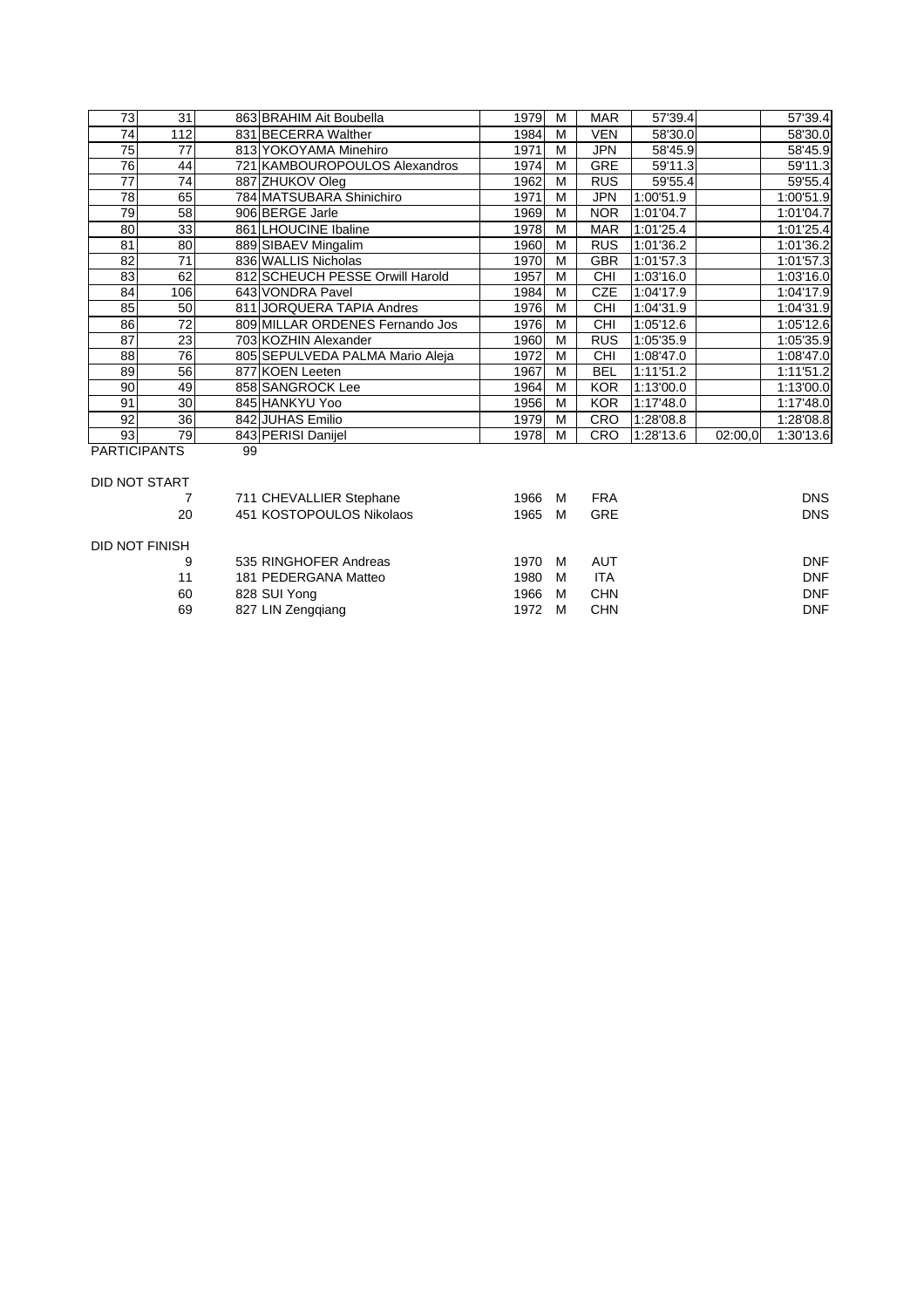| | | | | | | | | | |
|---|---|---|---|---|---|---|---|---|---|
| 73 | 31 | 863 | BRAHIM Ait Boubella | 1979 | M | MAR | 57'39.4 | | 57'39.4 |
| 74 | 112 | 831 | BECERRA Walther | 1984 | M | VEN | 58'30.0 | | 58'30.0 |
| 75 | 77 | 813 | YOKOYAMA Minehiro | 1971 | M | JPN | 58'45.9 | | 58'45.9 |
| 76 | 44 | 721 | KAMBOUROPOULOS Alexandros | 1974 | M | GRE | 59'11.3 | | 59'11.3 |
| 77 | 74 | 887 | ZHUKOV Oleg | 1962 | M | RUS | 59'55.4 | | 59'55.4 |
| 78 | 65 | 784 | MATSUBARA Shinichiro | 1971 | M | JPN | 1:00'51.9 | | 1:00'51.9 |
| 79 | 58 | 906 | BERGE Jarle | 1969 | M | NOR | 1:01'04.7 | | 1:01'04.7 |
| 80 | 33 | 861 | LHOUCINE Ibaline | 1978 | M | MAR | 1:01'25.4 | | 1:01'25.4 |
| 81 | 80 | 889 | SIBAEV Mingalim | 1960 | M | RUS | 1:01'36.2 | | 1:01'36.2 |
| 82 | 71 | 836 | WALLIS Nicholas | 1970 | M | GBR | 1:01'57.3 | | 1:01'57.3 |
| 83 | 62 | 812 | SCHEUCH PESSE Orwill Harold | 1957 | M | CHI | 1:03'16.0 | | 1:03'16.0 |
| 84 | 106 | 643 | VONDRA Pavel | 1984 | M | CZE | 1:04'17.9 | | 1:04'17.9 |
| 85 | 50 | 811 | JORQUERA TAPIA Andres | 1976 | M | CHI | 1:04'31.9 | | 1:04'31.9 |
| 86 | 72 | 809 | MILLAR ORDENES Fernando Jos | 1976 | M | CHI | 1:05'12.6 | | 1:05'12.6 |
| 87 | 23 | 703 | KOZHIN Alexander | 1960 | M | RUS | 1:05'35.9 | | 1:05'35.9 |
| 88 | 76 | 805 | SEPULVEDA PALMA Mario Aleja | 1972 | M | CHI | 1:08'47.0 | | 1:08'47.0 |
| 89 | 56 | 877 | KOEN Leeten | 1967 | M | BEL | 1:11'51.2 | | 1:11'51.2 |
| 90 | 49 | 858 | SANGROCK Lee | 1964 | M | KOR | 1:13'00.0 | | 1:13'00.0 |
| 91 | 30 | 845 | HANKYU Yoo | 1956 | M | KOR | 1:17'48.0 | | 1:17'48.0 |
| 92 | 36 | 842 | JUHAS Emilio | 1979 | M | CRO | 1:28'08.8 | | 1:28'08.8 |
| 93 | 79 | 843 | PERISI Danijel | 1978 | M | CRO | 1:28'13.6 | 02:00,0 | 1:30'13.6 |

PARTICIPANTS 99

DID NOT START

| | | | | | | |
|---|---|---|---|---|---|---|
| 7 | 711 | CHEVALLIER Stephane | 1966 | M | FRA | DNS |
| 20 | 451 | KOSTOPOULOS Nikolaos | 1965 | M | GRE | DNS |

DID NOT FINISH

| | | | | | | |
|---|---|---|---|---|---|---|
| 9 | 535 | RINGHOFER Andreas | 1970 | M | AUT | DNF |
| 11 | 181 | PEDERGANA Matteo | 1980 | M | ITA | DNF |
| 60 | 828 | SUI Yong | 1966 | M | CHN | DNF |
| 69 | 827 | LIN Zengqiang | 1972 | M | CHN | DNF |